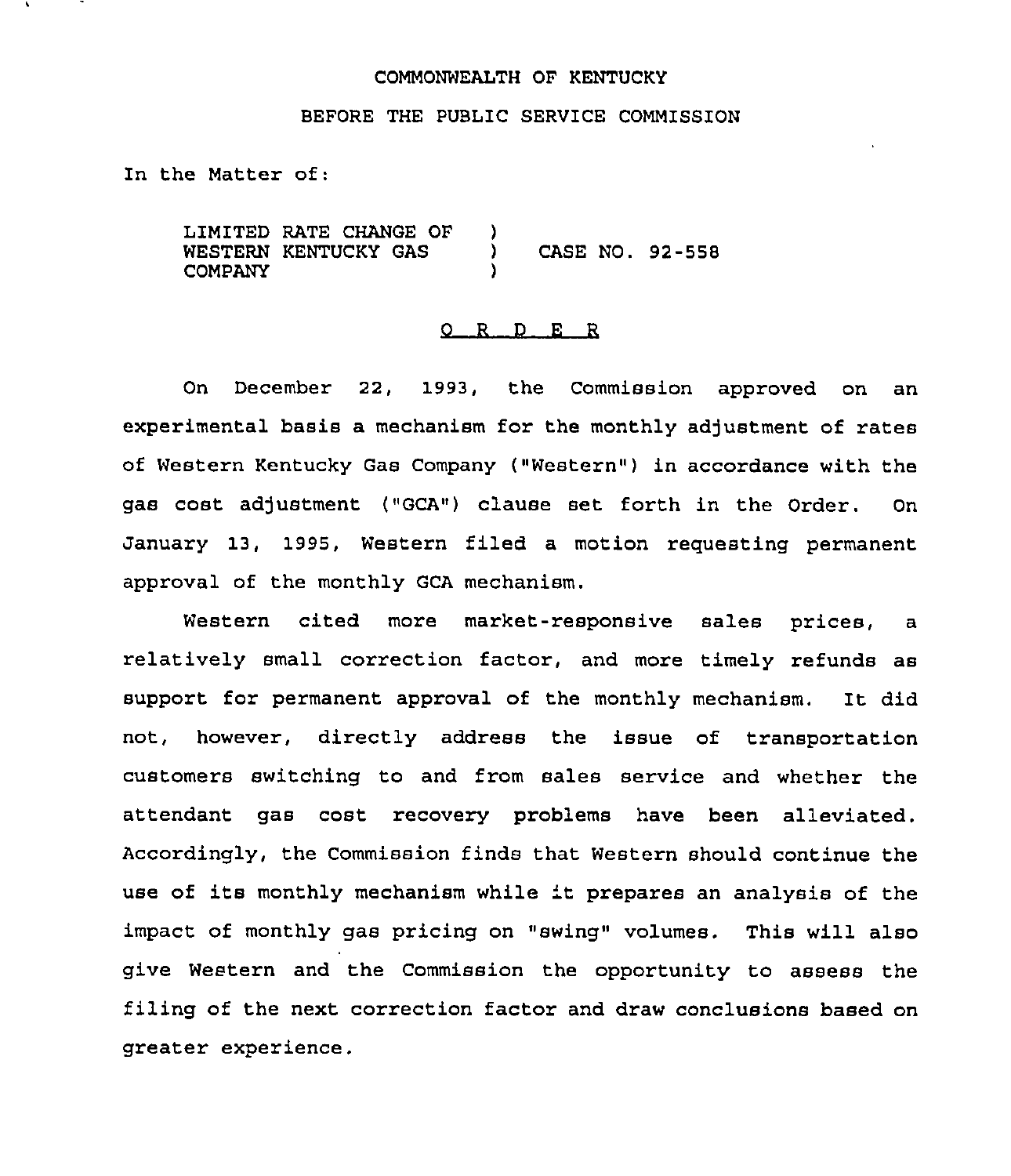COMMONWEALTH OF KENTUCKY

BEFORE THE PUBLIC SERVICE COMMISSION

In the Matter of:

LIMITED RATE CHANGE OF WESTERN KENTUCKY GAS COMPANY ) CASE NO. 92-558

O R D E R

On December 22, 1993, the Commission approved on an experimental basis a mechanism for the monthly adjustment of rates of Western Kentucky Gas Company ("Western") in accordance with the gas cost adjustment ("GCA") clause set forth in the Order. On January 13, 1995, Western filed a motion requesting permanent approval of the monthly GCA mechanism.

Western cited more market-responsive sales prices, a relatively small correction factor, and more timely refunds as support for permanent approval of the monthly mechanism. It did not, however, directly address the issue of transportation customers switching to and from sales service and whether the attendant gas cost recovery problems have been alleviated. Accordingly, the Commission finds that Western should continue the use of its monthly mechanism while it prepares an analysis of the impact of monthly gas pricing on "swing" volumes. This will also give Western and the Commission the opportunity to assess the filing of the next correction factor and draw conclusions based on greater experience.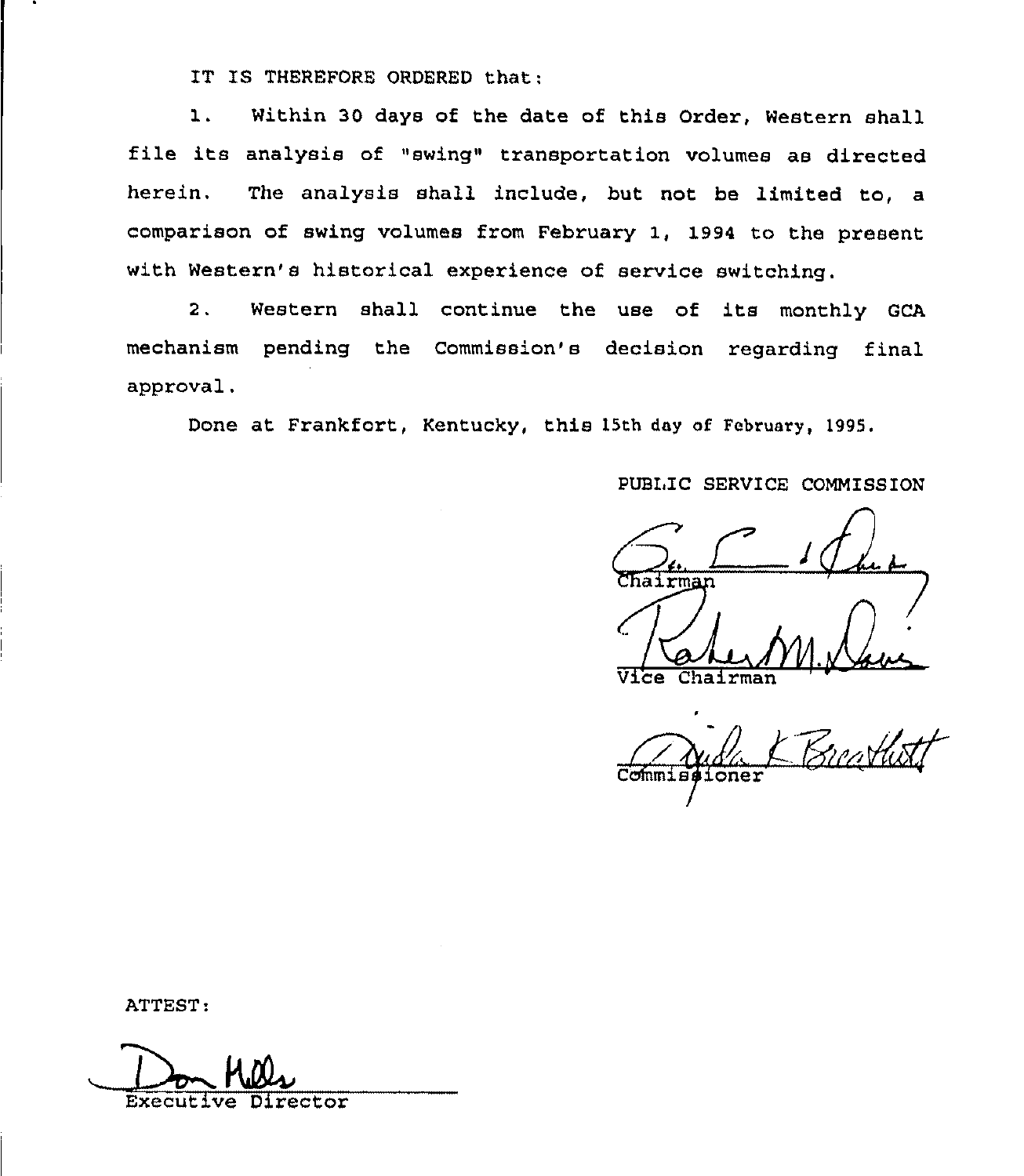IT IS THEREFORE ORDERED that:

1. Within 30 days of the date of this Order, Western shall file its analysis of "swing" transportation volumes as directed herein. The analysis shall include, but not be limited to, a comparison of swing volumes from February 1, 1994 to the present with Western's historical experience of service switching.

2. Western shall continue the use of its monthly GCA mechanism pending the Commission's decision regarding final approval.

Done at Frankfort, Kentucky, this 15th day of February, 1995.

PUBLIC SERVICE COMMISSION

Chairman

Vice Chairman

Commissioner

ATTEST:

Executive Director